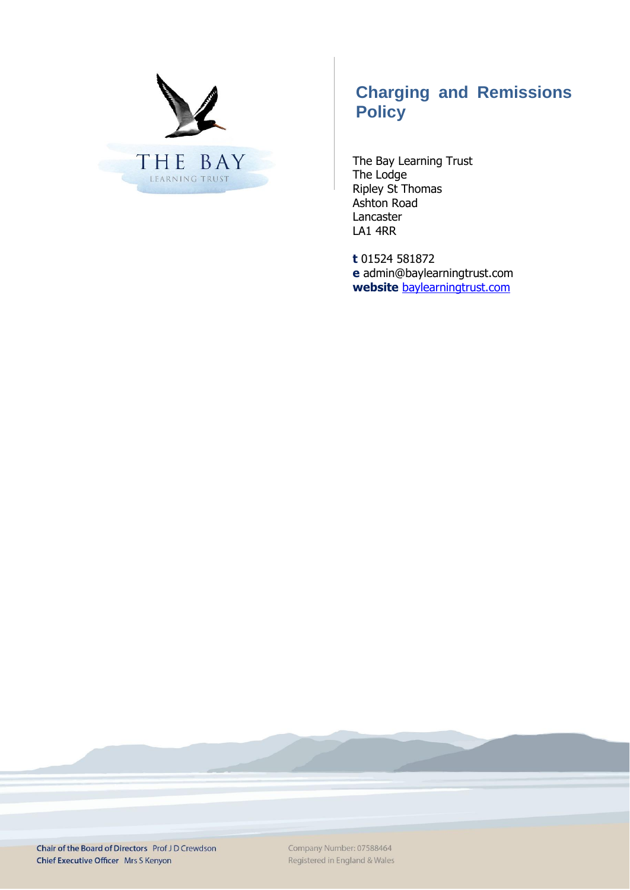THE BAY
LEARNING TRUST

# Charging and Remissions Policy

The Bay Learning Trust
The Lodge
Ripley St Thomas
Ashton Road
Lancaster
LA1 4RR

**t** 01524 581872
**e** admin@baylearningtrust.com
**website** baylearningtrust.com

**Chair of the Board of Directors** Prof J D Crewdson
**Chief Executive Officer** Mrs S Kenyon

Company Number: 07588464
Registered in England & Wales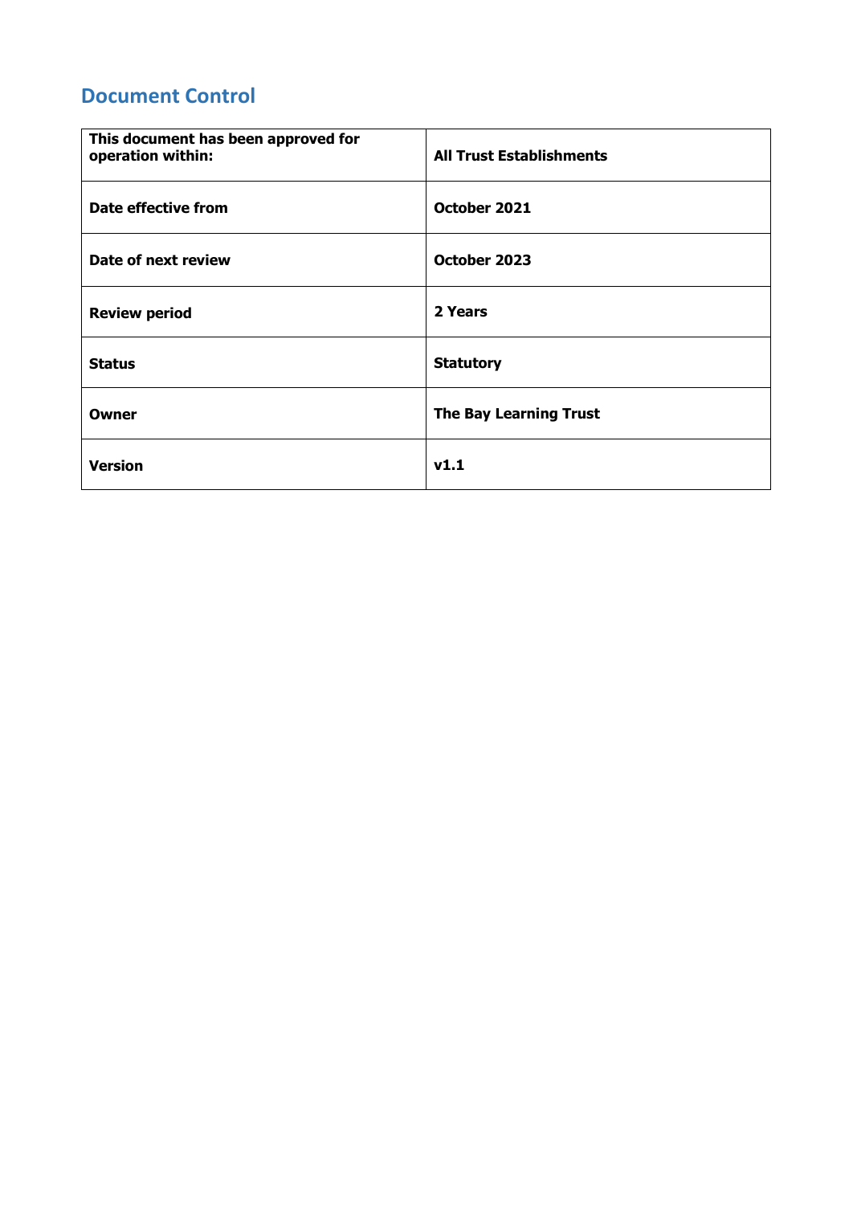## Document Control

| **This document has been approved for operation within:** | **All Trust Establishments** |
|---|---|
| **Date effective from** | **October 2021** |
| **Date of next review** | **October 2023** |
| **Review period** | **2 Years** |
| **Status** | **Statutory** |
| **Owner** | **The Bay Learning Trust** |
| **Version** | **v1.1** |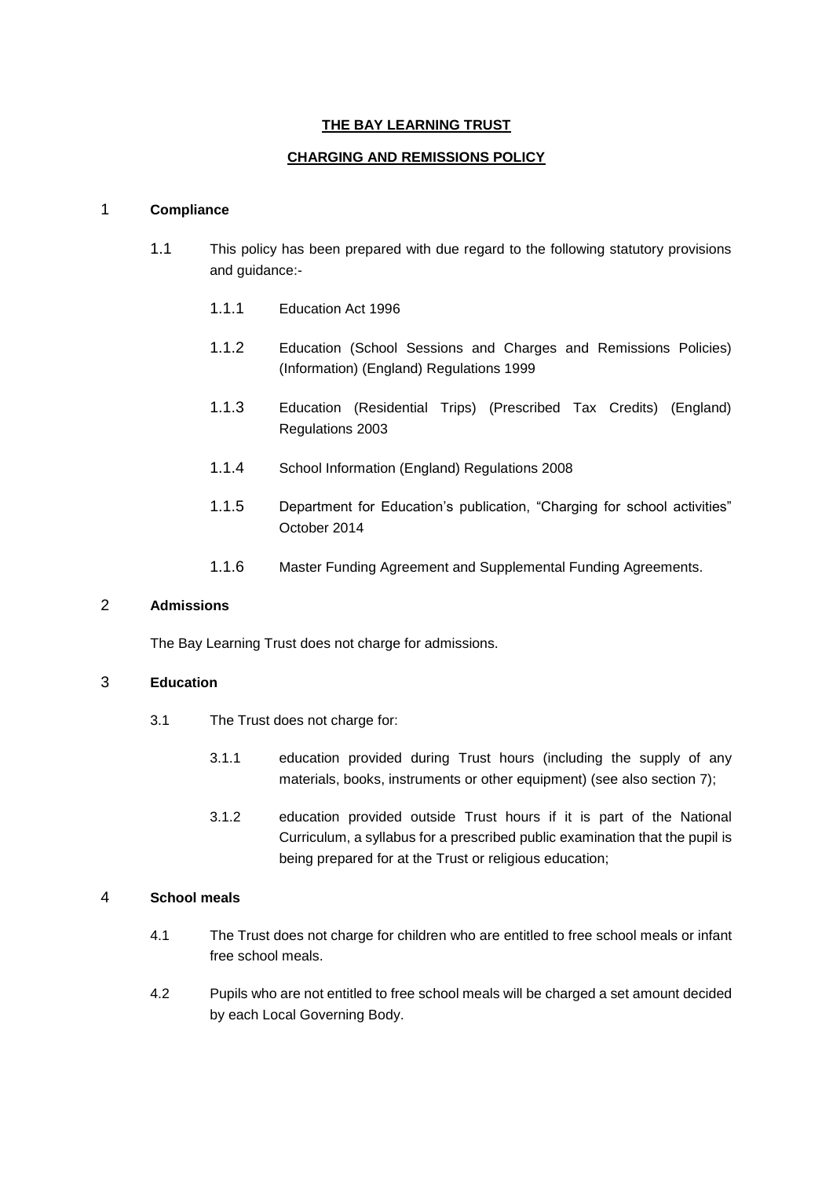**THE BAY LEARNING TRUST**

**CHARGING AND REMISSIONS POLICY**

## 1 Compliance

1.1 This policy has been prepared with due regard to the following statutory provisions and guidance:-

1.1.1 Education Act 1996

1.1.2 Education (School Sessions and Charges and Remissions Policies) (Information) (England) Regulations 1999

1.1.3 Education (Residential Trips) (Prescribed Tax Credits) (England) Regulations 2003

1.1.4 School Information (England) Regulations 2008

1.1.5 Department for Education's publication, "Charging for school activities" October 2014

1.1.6 Master Funding Agreement and Supplemental Funding Agreements.

## 2 Admissions

The Bay Learning Trust does not charge for admissions.

## 3 Education

3.1 The Trust does not charge for:

3.1.1 education provided during Trust hours (including the supply of any materials, books, instruments or other equipment) (see also section 7);

3.1.2 education provided outside Trust hours if it is part of the National Curriculum, a syllabus for a prescribed public examination that the pupil is being prepared for at the Trust or religious education;

## 4 School meals

4.1 The Trust does not charge for children who are entitled to free school meals or infant free school meals.

4.2 Pupils who are not entitled to free school meals will be charged a set amount decided by each Local Governing Body.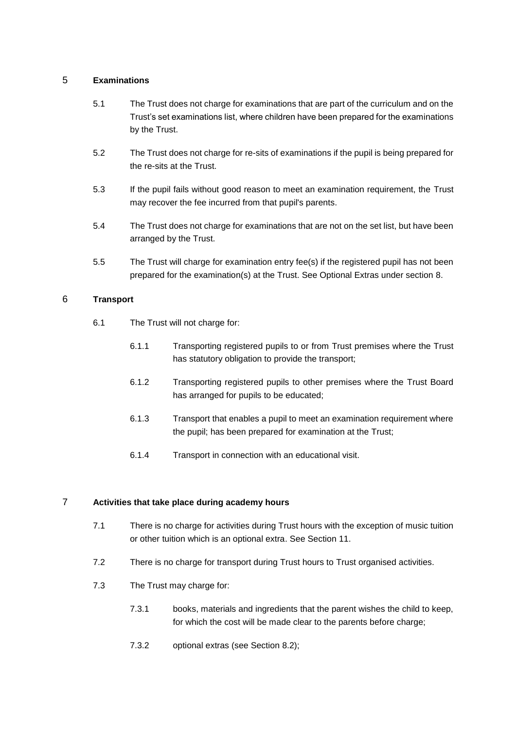## 5 Examinations

5.1 The Trust does not charge for examinations that are part of the curriculum and on the Trust's set examinations list, where children have been prepared for the examinations by the Trust.

5.2 The Trust does not charge for re-sits of examinations if the pupil is being prepared for the re-sits at the Trust.

5.3 If the pupil fails without good reason to meet an examination requirement, the Trust may recover the fee incurred from that pupil's parents.

5.4 The Trust does not charge for examinations that are not on the set list, but have been arranged by the Trust.

5.5 The Trust will charge for examination entry fee(s) if the registered pupil has not been prepared for the examination(s) at the Trust. See Optional Extras under section 8.

## 6 Transport

6.1 The Trust will not charge for:

6.1.1 Transporting registered pupils to or from Trust premises where the Trust has statutory obligation to provide the transport;

6.1.2 Transporting registered pupils to other premises where the Trust Board has arranged for pupils to be educated;

6.1.3 Transport that enables a pupil to meet an examination requirement where the pupil; has been prepared for examination at the Trust;

6.1.4 Transport in connection with an educational visit.

## 7 Activities that take place during academy hours

7.1 There is no charge for activities during Trust hours with the exception of music tuition or other tuition which is an optional extra. See Section 11.

7.2 There is no charge for transport during Trust hours to Trust organised activities.

7.3 The Trust may charge for:

7.3.1 books, materials and ingredients that the parent wishes the child to keep, for which the cost will be made clear to the parents before charge;

7.3.2 optional extras (see Section 8.2);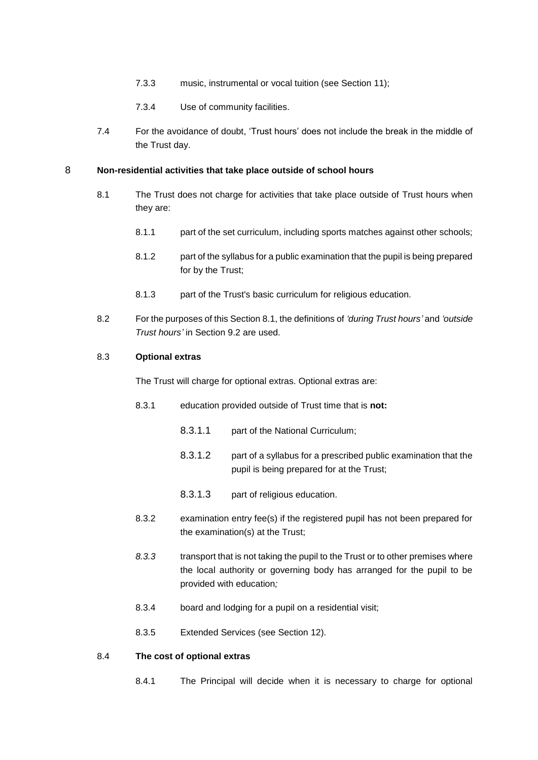7.3.3 music, instrumental or vocal tuition (see Section 11);

7.3.4 Use of community facilities.

7.4 For the avoidance of doubt, 'Trust hours' does not include the break in the middle of the Trust day.

## 8 Non-residential activities that take place outside of school hours

8.1 The Trust does not charge for activities that take place outside of Trust hours when they are:

8.1.1 part of the set curriculum, including sports matches against other schools;

8.1.2 part of the syllabus for a public examination that the pupil is being prepared for by the Trust;

8.1.3 part of the Trust's basic curriculum for religious education.

8.2 For the purposes of this Section 8.1, the definitions of *'during Trust hours'* and *'outside Trust hours'* in Section 9.2 are used.

### 8.3 Optional extras

The Trust will charge for optional extras. Optional extras are:

8.3.1 education provided outside of Trust time that is **not:**

8.3.1.1 part of the National Curriculum;

8.3.1.2 part of a syllabus for a prescribed public examination that the pupil is being prepared for at the Trust;

8.3.1.3 part of religious education.

8.3.2 examination entry fee(s) if the registered pupil has not been prepared for the examination(s) at the Trust;

*8.3.3* transport that is not taking the pupil to the Trust or to other premises where the local authority or governing body has arranged for the pupil to be provided with education*;*

8.3.4 board and lodging for a pupil on a residential visit;

8.3.5 Extended Services (see Section 12).

### 8.4 The cost of optional extras

8.4.1 The Principal will decide when it is necessary to charge for optional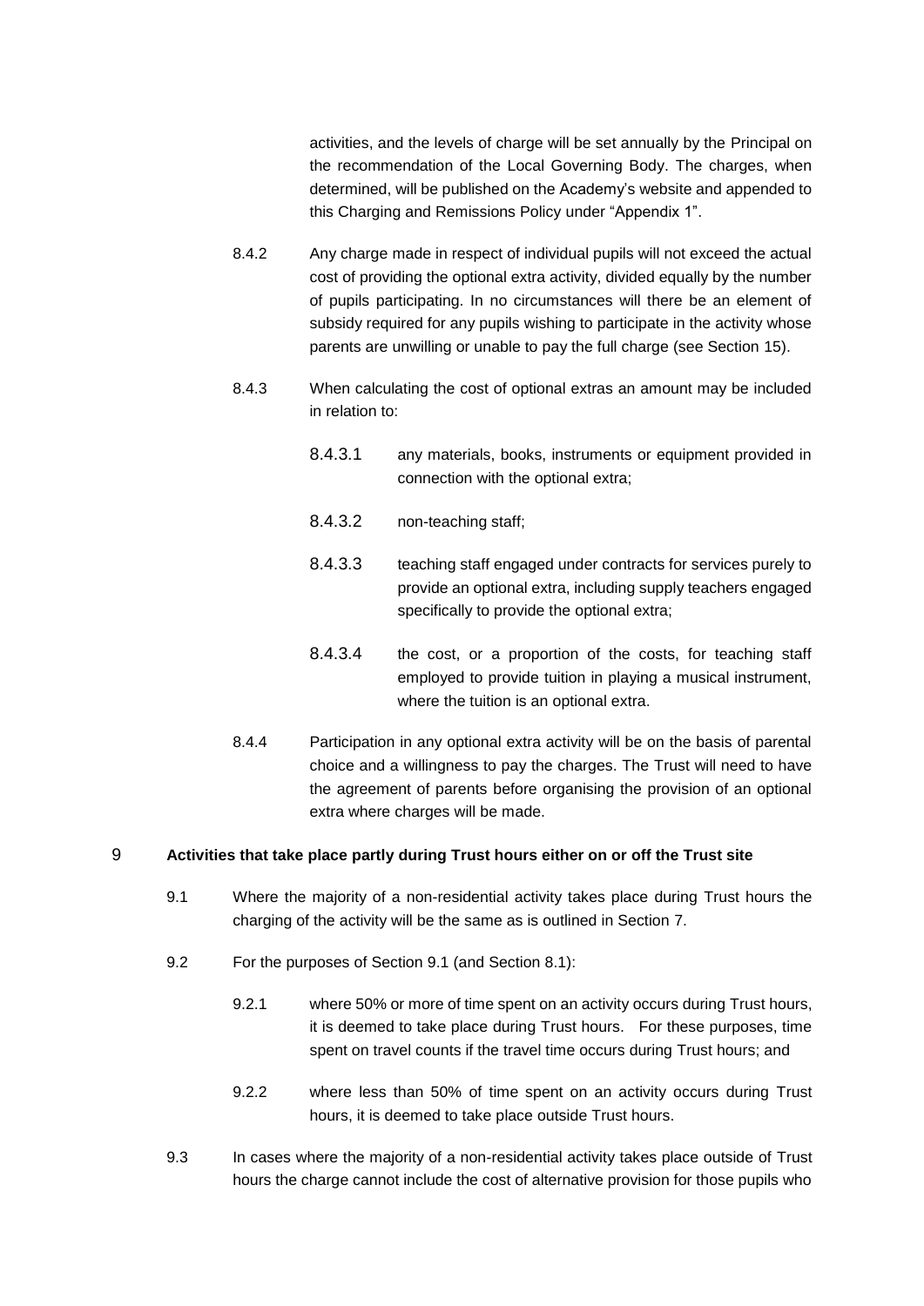activities, and the levels of charge will be set annually by the Principal on the recommendation of the Local Governing Body. The charges, when determined, will be published on the Academy's website and appended to this Charging and Remissions Policy under "Appendix 1".

8.4.2 Any charge made in respect of individual pupils will not exceed the actual cost of providing the optional extra activity, divided equally by the number of pupils participating. In no circumstances will there be an element of subsidy required for any pupils wishing to participate in the activity whose parents are unwilling or unable to pay the full charge (see Section 15).

8.4.3 When calculating the cost of optional extras an amount may be included in relation to:

8.4.3.1 any materials, books, instruments or equipment provided in connection with the optional extra;

8.4.3.2 non-teaching staff;

8.4.3.3 teaching staff engaged under contracts for services purely to provide an optional extra, including supply teachers engaged specifically to provide the optional extra;

8.4.3.4 the cost, or a proportion of the costs, for teaching staff employed to provide tuition in playing a musical instrument, where the tuition is an optional extra.

8.4.4 Participation in any optional extra activity will be on the basis of parental choice and a willingness to pay the charges. The Trust will need to have the agreement of parents before organising the provision of an optional extra where charges will be made.

## 9 Activities that take place partly during Trust hours either on or off the Trust site

9.1 Where the majority of a non-residential activity takes place during Trust hours the charging of the activity will be the same as is outlined in Section 7.

9.2 For the purposes of Section 9.1 (and Section 8.1):

9.2.1 where 50% or more of time spent on an activity occurs during Trust hours, it is deemed to take place during Trust hours. For these purposes, time spent on travel counts if the travel time occurs during Trust hours; and

9.2.2 where less than 50% of time spent on an activity occurs during Trust hours, it is deemed to take place outside Trust hours.

9.3 In cases where the majority of a non-residential activity takes place outside of Trust hours the charge cannot include the cost of alternative provision for those pupils who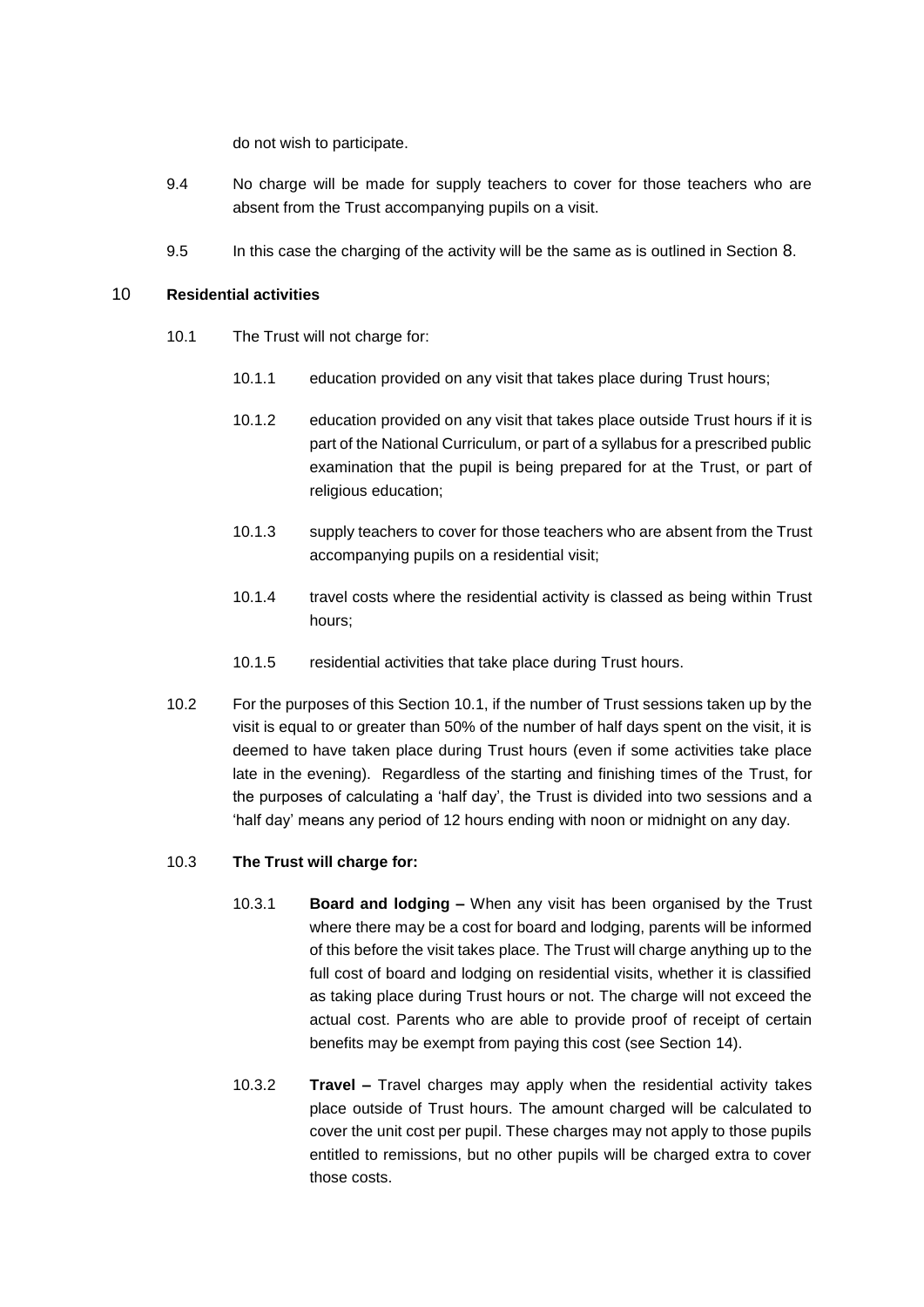do not wish to participate.

9.4 No charge will be made for supply teachers to cover for those teachers who are absent from the Trust accompanying pupils on a visit.

9.5 In this case the charging of the activity will be the same as is outlined in Section 8.

## 10 Residential activities

10.1 The Trust will not charge for:

10.1.1 education provided on any visit that takes place during Trust hours;

10.1.2 education provided on any visit that takes place outside Trust hours if it is part of the National Curriculum, or part of a syllabus for a prescribed public examination that the pupil is being prepared for at the Trust, or part of religious education;

10.1.3 supply teachers to cover for those teachers who are absent from the Trust accompanying pupils on a residential visit;

10.1.4 travel costs where the residential activity is classed as being within Trust hours;

10.1.5 residential activities that take place during Trust hours.

10.2 For the purposes of this Section 10.1, if the number of Trust sessions taken up by the visit is equal to or greater than 50% of the number of half days spent on the visit, it is deemed to have taken place during Trust hours (even if some activities take place late in the evening). Regardless of the starting and finishing times of the Trust, for the purposes of calculating a 'half day', the Trust is divided into two sessions and a 'half day' means any period of 12 hours ending with noon or midnight on any day.

10.3 **The Trust will charge for:**

10.3.1 **Board and lodging –** When any visit has been organised by the Trust where there may be a cost for board and lodging, parents will be informed of this before the visit takes place. The Trust will charge anything up to the full cost of board and lodging on residential visits, whether it is classified as taking place during Trust hours or not. The charge will not exceed the actual cost. Parents who are able to provide proof of receipt of certain benefits may be exempt from paying this cost (see Section 14).

10.3.2 **Travel –** Travel charges may apply when the residential activity takes place outside of Trust hours. The amount charged will be calculated to cover the unit cost per pupil. These charges may not apply to those pupils entitled to remissions, but no other pupils will be charged extra to cover those costs.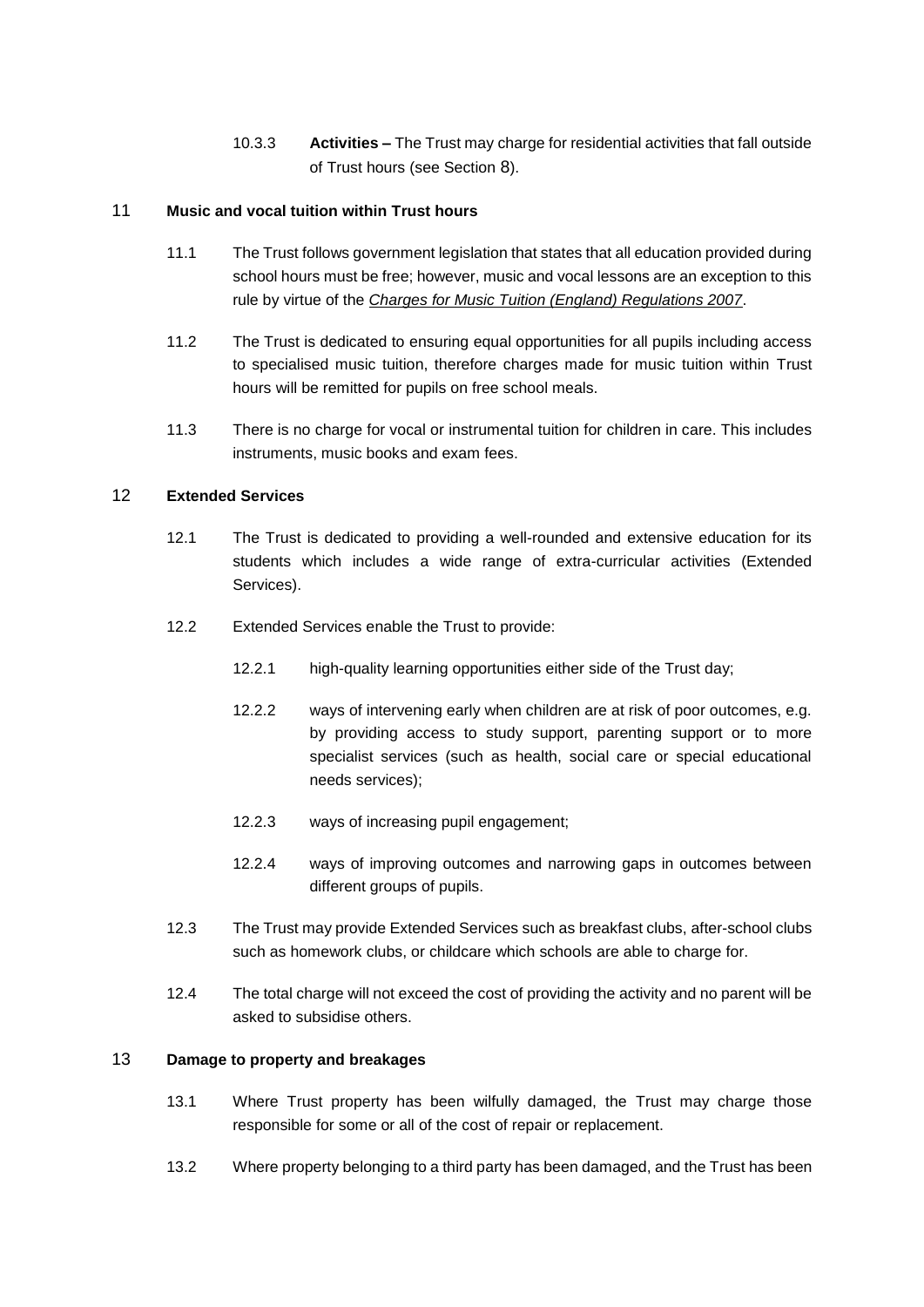10.3.3 **Activities –** The Trust may charge for residential activities that fall outside of Trust hours (see Section 8).

## 11 Music and vocal tuition within Trust hours

11.1 The Trust follows government legislation that states that all education provided during school hours must be free; however, music and vocal lessons are an exception to this rule by virtue of the *Charges for Music Tuition (England) Regulations 2007*.

11.2 The Trust is dedicated to ensuring equal opportunities for all pupils including access to specialised music tuition, therefore charges made for music tuition within Trust hours will be remitted for pupils on free school meals.

11.3 There is no charge for vocal or instrumental tuition for children in care. This includes instruments, music books and exam fees.

## 12 Extended Services

12.1 The Trust is dedicated to providing a well-rounded and extensive education for its students which includes a wide range of extra-curricular activities (Extended Services).

12.2 Extended Services enable the Trust to provide:

12.2.1 high-quality learning opportunities either side of the Trust day;

12.2.2 ways of intervening early when children are at risk of poor outcomes, e.g. by providing access to study support, parenting support or to more specialist services (such as health, social care or special educational needs services);

12.2.3 ways of increasing pupil engagement;

12.2.4 ways of improving outcomes and narrowing gaps in outcomes between different groups of pupils.

12.3 The Trust may provide Extended Services such as breakfast clubs, after-school clubs such as homework clubs, or childcare which schools are able to charge for.

12.4 The total charge will not exceed the cost of providing the activity and no parent will be asked to subsidise others.

## 13 Damage to property and breakages

13.1 Where Trust property has been wilfully damaged, the Trust may charge those responsible for some or all of the cost of repair or replacement.

13.2 Where property belonging to a third party has been damaged, and the Trust has been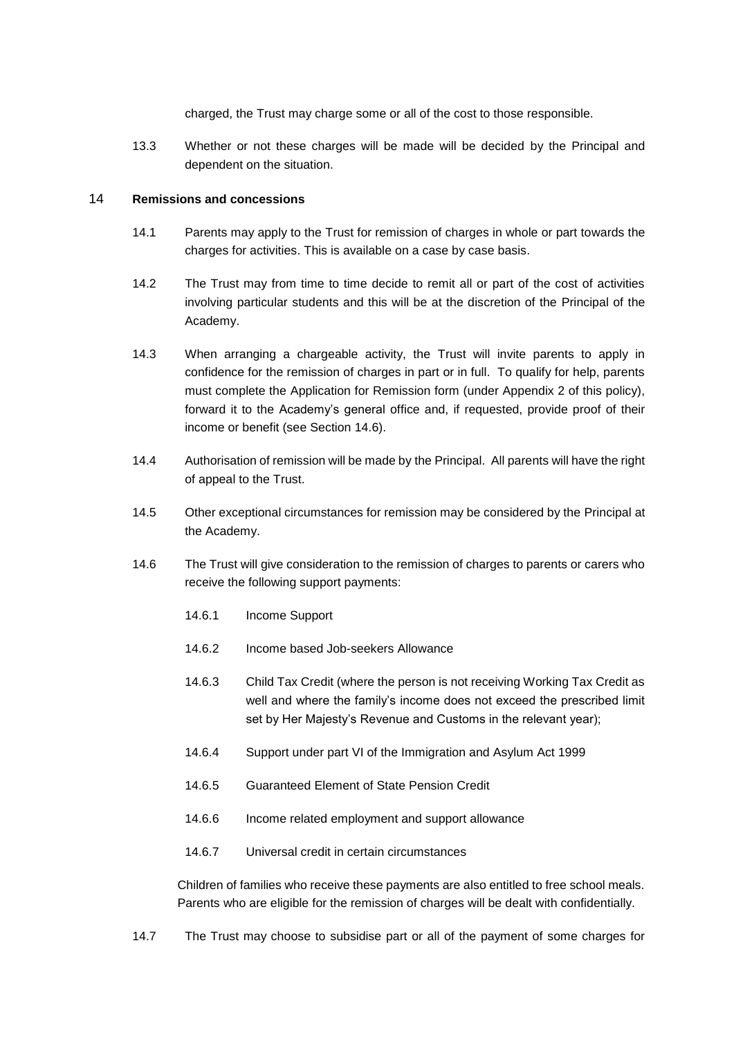charged, the Trust may charge some or all of the cost to those responsible.

13.3 Whether or not these charges will be made will be decided by the Principal and dependent on the situation.

## 14 Remissions and concessions

14.1 Parents may apply to the Trust for remission of charges in whole or part towards the charges for activities. This is available on a case by case basis.

14.2 The Trust may from time to time decide to remit all or part of the cost of activities involving particular students and this will be at the discretion of the Principal of the Academy.

14.3 When arranging a chargeable activity, the Trust will invite parents to apply in confidence for the remission of charges in part or in full. To qualify for help, parents must complete the Application for Remission form (under Appendix 2 of this policy), forward it to the Academy's general office and, if requested, provide proof of their income or benefit (see Section 14.6).

14.4 Authorisation of remission will be made by the Principal. All parents will have the right of appeal to the Trust.

14.5 Other exceptional circumstances for remission may be considered by the Principal at the Academy.

14.6 The Trust will give consideration to the remission of charges to parents or carers who receive the following support payments:

14.6.1 Income Support

14.6.2 Income based Job-seekers Allowance

14.6.3 Child Tax Credit (where the person is not receiving Working Tax Credit as well and where the family's income does not exceed the prescribed limit set by Her Majesty's Revenue and Customs in the relevant year);

14.6.4 Support under part VI of the Immigration and Asylum Act 1999

14.6.5 Guaranteed Element of State Pension Credit

14.6.6 Income related employment and support allowance

14.6.7 Universal credit in certain circumstances

Children of families who receive these payments are also entitled to free school meals. Parents who are eligible for the remission of charges will be dealt with confidentially.

14.7 The Trust may choose to subsidise part or all of the payment of some charges for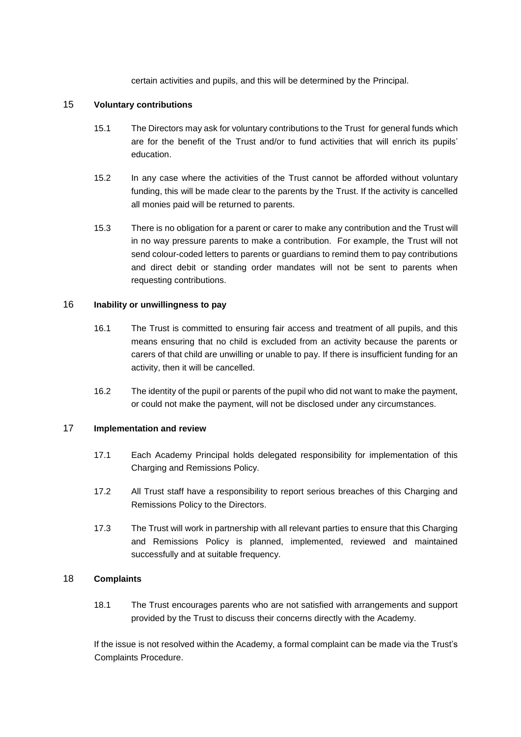certain activities and pupils, and this will be determined by the Principal.

## 15 Voluntary contributions

15.1 The Directors may ask for voluntary contributions to the Trust for general funds which are for the benefit of the Trust and/or to fund activities that will enrich its pupils' education.

15.2 In any case where the activities of the Trust cannot be afforded without voluntary funding, this will be made clear to the parents by the Trust. If the activity is cancelled all monies paid will be returned to parents.

15.3 There is no obligation for a parent or carer to make any contribution and the Trust will in no way pressure parents to make a contribution. For example, the Trust will not send colour-coded letters to parents or guardians to remind them to pay contributions and direct debit or standing order mandates will not be sent to parents when requesting contributions.

## 16 Inability or unwillingness to pay

16.1 The Trust is committed to ensuring fair access and treatment of all pupils, and this means ensuring that no child is excluded from an activity because the parents or carers of that child are unwilling or unable to pay. If there is insufficient funding for an activity, then it will be cancelled.

16.2 The identity of the pupil or parents of the pupil who did not want to make the payment, or could not make the payment, will not be disclosed under any circumstances.

## 17 Implementation and review

17.1 Each Academy Principal holds delegated responsibility for implementation of this Charging and Remissions Policy.

17.2 All Trust staff have a responsibility to report serious breaches of this Charging and Remissions Policy to the Directors.

17.3 The Trust will work in partnership with all relevant parties to ensure that this Charging and Remissions Policy is planned, implemented, reviewed and maintained successfully and at suitable frequency.

## 18 Complaints

18.1 The Trust encourages parents who are not satisfied with arrangements and support provided by the Trust to discuss their concerns directly with the Academy.

If the issue is not resolved within the Academy, a formal complaint can be made via the Trust's Complaints Procedure.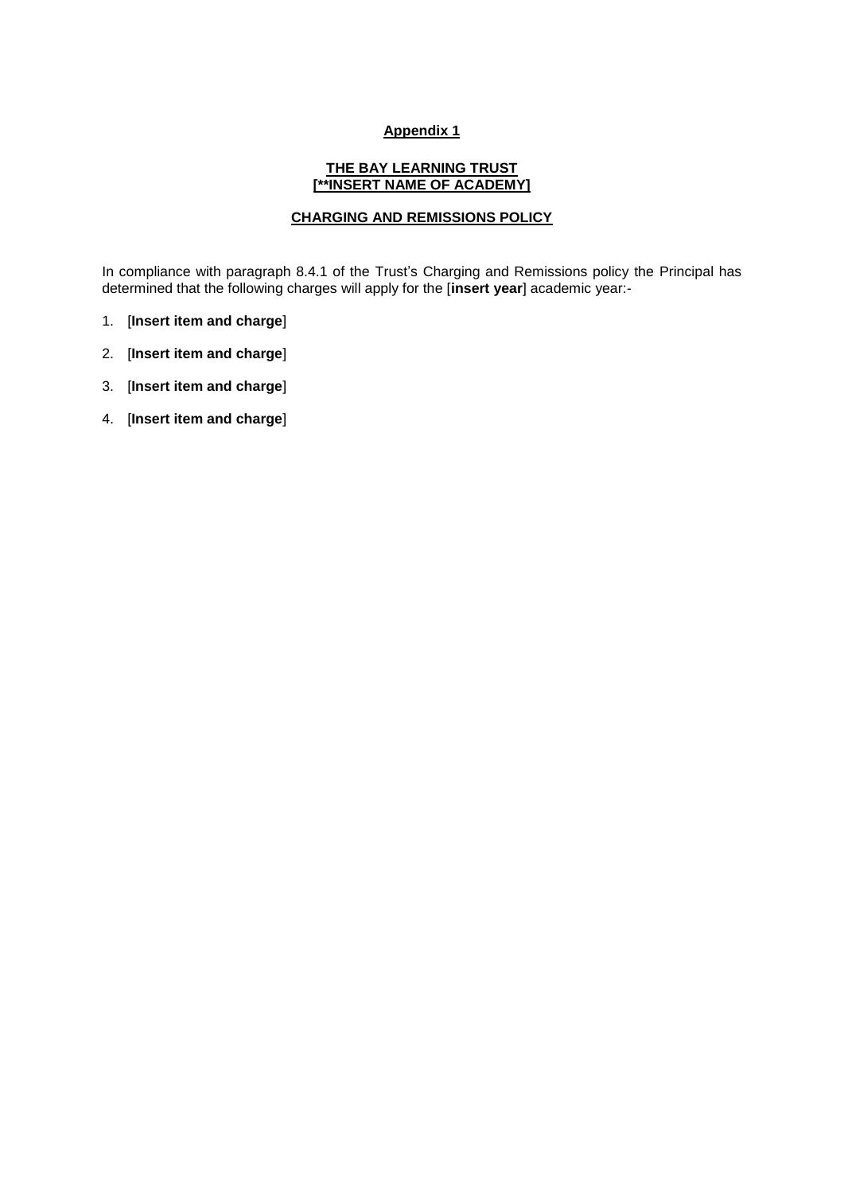**Appendix 1**

**THE BAY LEARNING TRUST**
**[**INSERT NAME OF ACADEMY]**

**CHARGING AND REMISSIONS POLICY**

In compliance with paragraph 8.4.1 of the Trust's Charging and Remissions policy the Principal has determined that the following charges will apply for the [**insert year**] academic year:-

1. [**Insert item and charge**]
2. [**Insert item and charge**]
3. [**Insert item and charge**]
4. [**Insert item and charge**]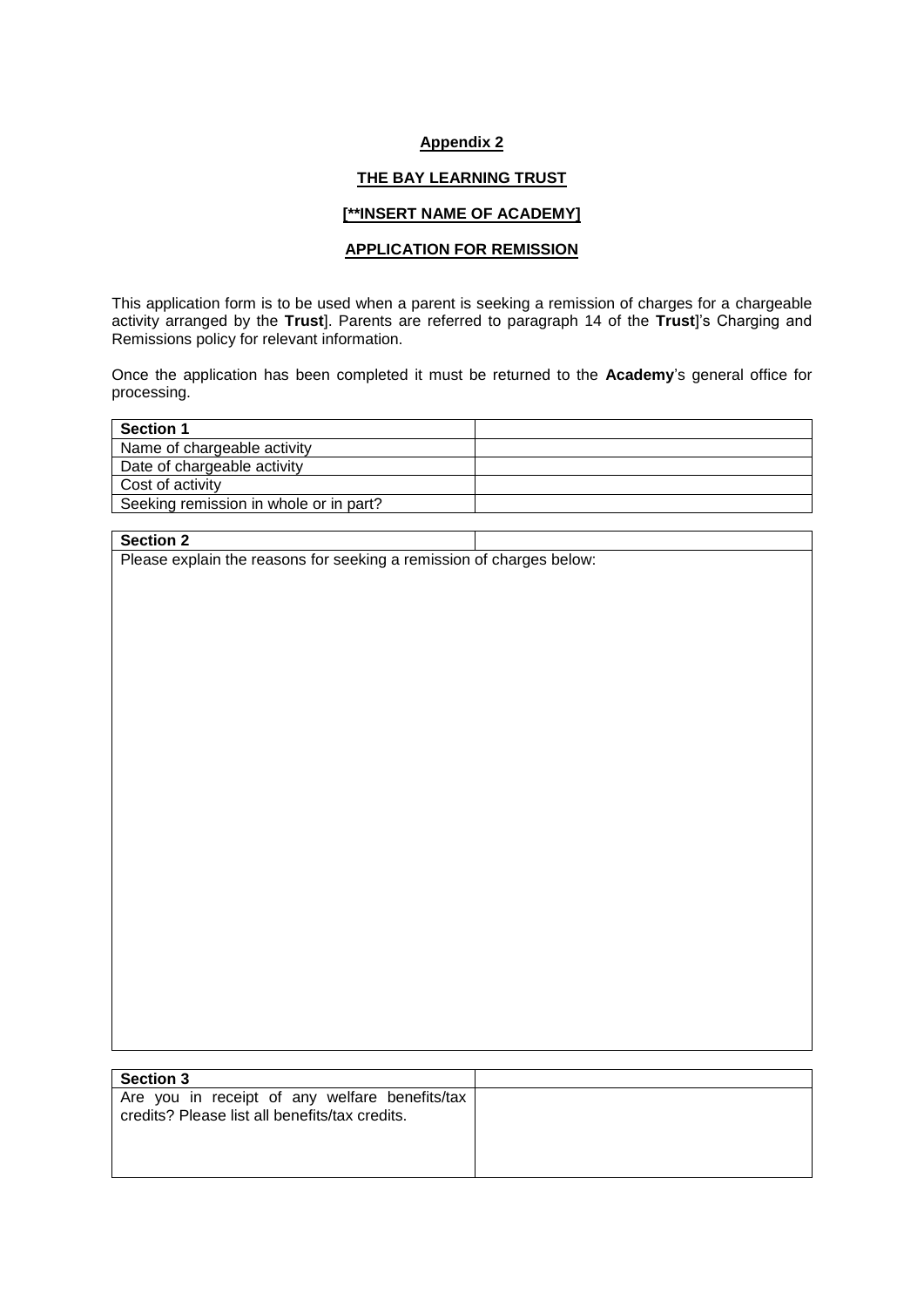**Appendix 2**

**THE BAY LEARNING TRUST**

**[**INSERT NAME OF ACADEMY]**

**APPLICATION FOR REMISSION**

This application form is to be used when a parent is seeking a remission of charges for a chargeable activity arranged by the **Trust**]. Parents are referred to paragraph 14 of the **Trust**]'s Charging and Remissions policy for relevant information.

Once the application has been completed it must be returned to the **Academy**'s general office for processing.

| **Section 1** | |
|---|---|
| Name of chargeable activity | |
| Date of chargeable activity | |
| Cost of activity | |
| Seeking remission in whole or in part? | |

| **Section 2** | |
|---|---|
| Please explain the reasons for seeking a remission of charges below: | |

| **Section 3** | |
|---|---|
| Are you in receipt of any welfare benefits/tax credits? Please list all benefits/tax credits. | |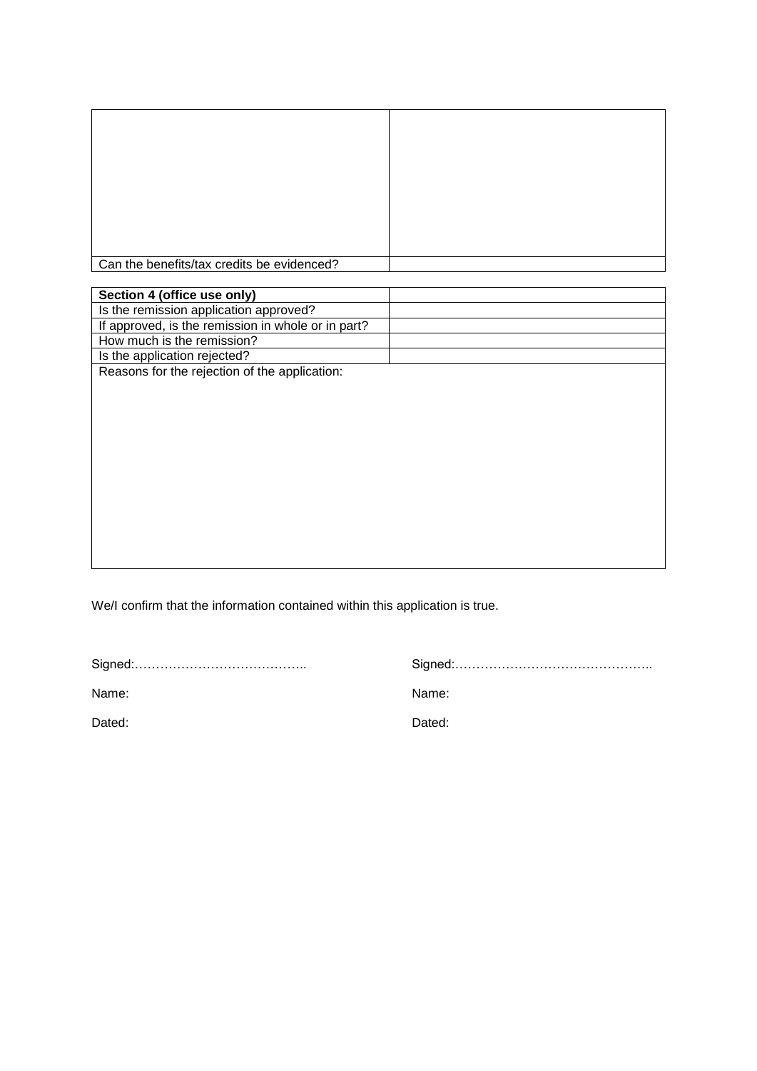| | |
|---|---|
| | |
| Can the benefits/tax credits be evidenced? | |

| **Section 4 (office use only)** | |
|---|---|
| Is the remission application approved? | |
| If approved, is the remission in whole or in part? | |
| How much is the remission? | |
| Is the application rejected? | |
| Reasons for the rejection of the application: | |

We/I confirm that the information contained within this application is true.

Signed:…………………………………..

Name:

Dated:

Signed:………………………………………..

Name:

Dated: